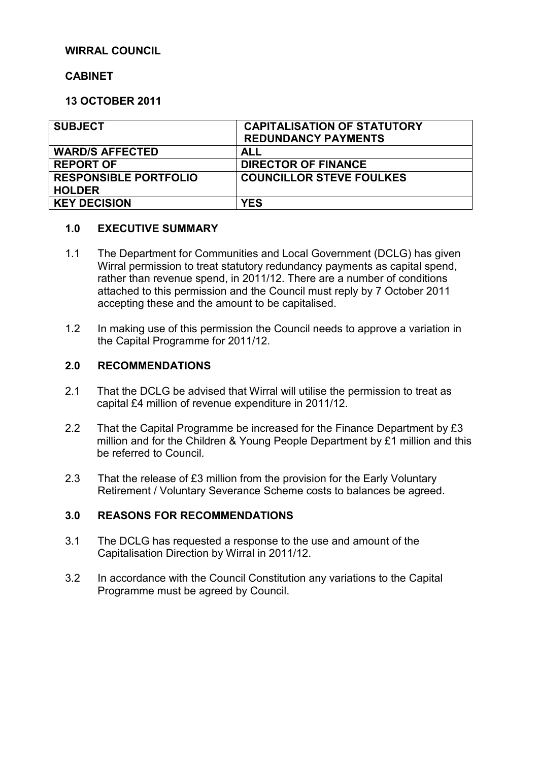**WIRRAL COUNCIL**

**CABINET**

**13 OCTOBER 2011**

| SUBJECT | CAPITALISATION OF STATUTORY REDUNDANCY PAYMENTS |
|---|---|
| WARD/S AFFECTED | ALL |
| REPORT OF | DIRECTOR OF FINANCE |
| RESPONSIBLE PORTFOLIO HOLDER | COUNCILLOR STEVE FOULKES |
| KEY DECISION | YES |

## 1.0 EXECUTIVE SUMMARY

1.1 The Department for Communities and Local Government (DCLG) has given Wirral permission to treat statutory redundancy payments as capital spend, rather than revenue spend, in 2011/12. There are a number of conditions attached to this permission and the Council must reply by 7 October 2011 accepting these and the amount to be capitalised.

1.2 In making use of this permission the Council needs to approve a variation in the Capital Programme for 2011/12.

## 2.0 RECOMMENDATIONS

2.1 That the DCLG be advised that Wirral will utilise the permission to treat as capital £4 million of revenue expenditure in 2011/12.

2.2 That the Capital Programme be increased for the Finance Department by £3 million and for the Children & Young People Department by £1 million and this be referred to Council.

2.3 That the release of £3 million from the provision for the Early Voluntary Retirement / Voluntary Severance Scheme costs to balances be agreed.

## 3.0 REASONS FOR RECOMMENDATIONS

3.1 The DCLG has requested a response to the use and amount of the Capitalisation Direction by Wirral in 2011/12.

3.2 In accordance with the Council Constitution any variations to the Capital Programme must be agreed by Council.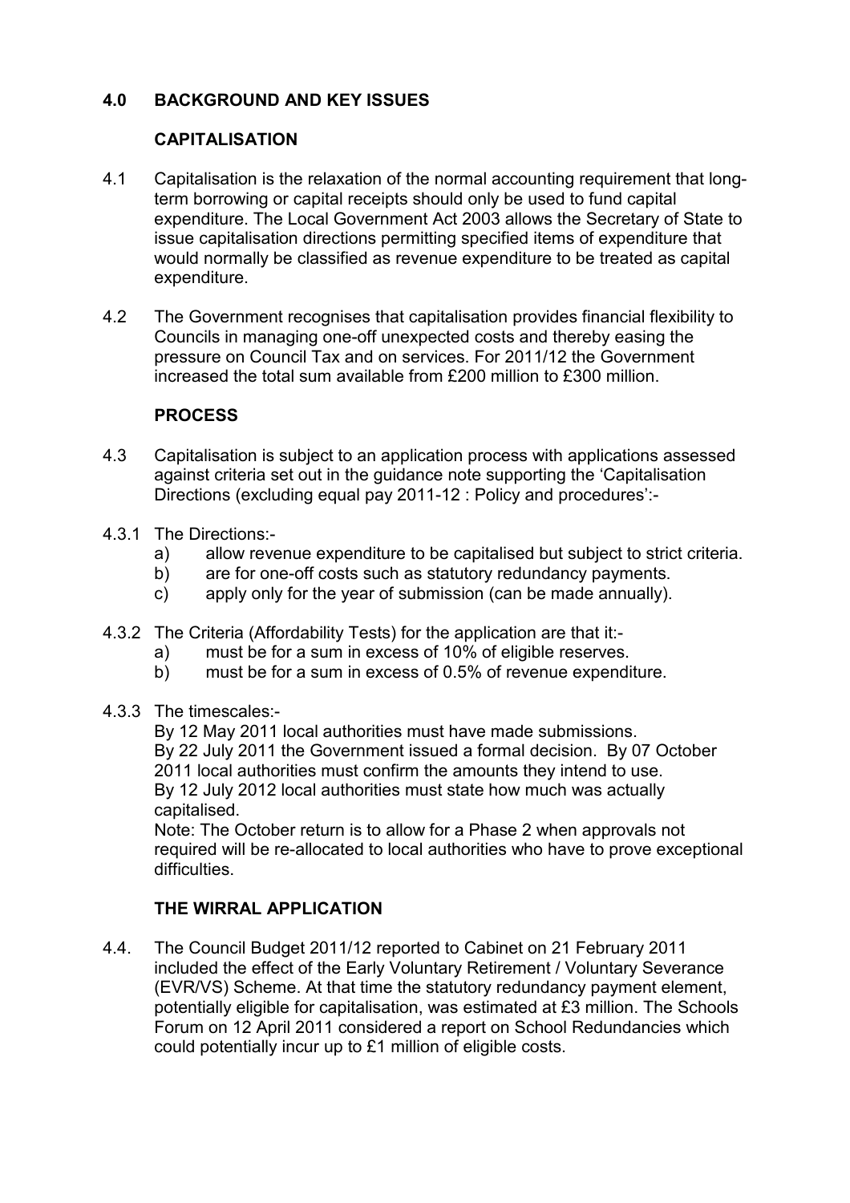## 4.0 BACKGROUND AND KEY ISSUES

### CAPITALISATION

4.1 Capitalisation is the relaxation of the normal accounting requirement that long-term borrowing or capital receipts should only be used to fund capital expenditure. The Local Government Act 2003 allows the Secretary of State to issue capitalisation directions permitting specified items of expenditure that would normally be classified as revenue expenditure to be treated as capital expenditure.

4.2 The Government recognises that capitalisation provides financial flexibility to Councils in managing one-off unexpected costs and thereby easing the pressure on Council Tax and on services. For 2011/12 the Government increased the total sum available from £200 million to £300 million.

### PROCESS

4.3 Capitalisation is subject to an application process with applications assessed against criteria set out in the guidance note supporting the 'Capitalisation Directions (excluding equal pay 2011-12 : Policy and procedures':-

4.3.1 The Directions:-

a) allow revenue expenditure to be capitalised but subject to strict criteria.
b) are for one-off costs such as statutory redundancy payments.
c) apply only for the year of submission (can be made annually).

4.3.2 The Criteria (Affordability Tests) for the application are that it:-

a) must be for a sum in excess of 10% of eligible reserves.
b) must be for a sum in excess of 0.5% of revenue expenditure.

4.3.3 The timescales:-

By 12 May 2011 local authorities must have made submissions.
By 22 July 2011 the Government issued a formal decision. By 07 October 2011 local authorities must confirm the amounts they intend to use.
By 12 July 2012 local authorities must state how much was actually capitalised.
Note: The October return is to allow for a Phase 2 when approvals not required will be re-allocated to local authorities who have to prove exceptional difficulties.

### THE WIRRAL APPLICATION

4.4. The Council Budget 2011/12 reported to Cabinet on 21 February 2011 included the effect of the Early Voluntary Retirement / Voluntary Severance (EVR/VS) Scheme. At that time the statutory redundancy payment element, potentially eligible for capitalisation, was estimated at £3 million. The Schools Forum on 12 April 2011 considered a report on School Redundancies which could potentially incur up to £1 million of eligible costs.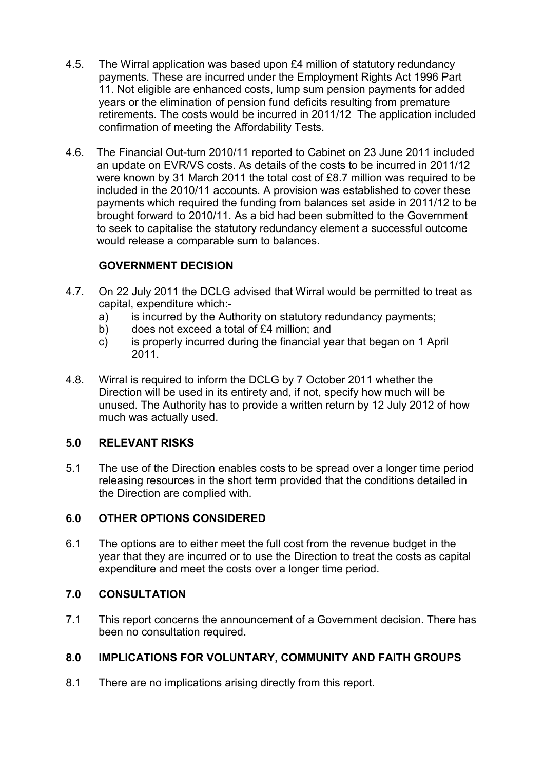4.5. The Wirral application was based upon £4 million of statutory redundancy payments. These are incurred under the Employment Rights Act 1996 Part 11. Not eligible are enhanced costs, lump sum pension payments for added years or the elimination of pension fund deficits resulting from premature retirements. The costs would be incurred in 2011/12 The application included confirmation of meeting the Affordability Tests.

4.6. The Financial Out-turn 2010/11 reported to Cabinet on 23 June 2011 included an update on EVR/VS costs. As details of the costs to be incurred in 2011/12 were known by 31 March 2011 the total cost of £8.7 million was required to be included in the 2010/11 accounts. A provision was established to cover these payments which required the funding from balances set aside in 2011/12 to be brought forward to 2010/11. As a bid had been submitted to the Government to seek to capitalise the statutory redundancy element a successful outcome would release a comparable sum to balances.

**GOVERNMENT DECISION**

4.7. On 22 July 2011 the DCLG advised that Wirral would be permitted to treat as capital, expenditure which:-

a) is incurred by the Authority on statutory redundancy payments;
b) does not exceed a total of £4 million; and
c) is properly incurred during the financial year that began on 1 April 2011.

4.8. Wirral is required to inform the DCLG by 7 October 2011 whether the Direction will be used in its entirety and, if not, specify how much will be unused. The Authority has to provide a written return by 12 July 2012 of how much was actually used.

## 5.0 RELEVANT RISKS

5.1 The use of the Direction enables costs to be spread over a longer time period releasing resources in the short term provided that the conditions detailed in the Direction are complied with.

## 6.0 OTHER OPTIONS CONSIDERED

6.1 The options are to either meet the full cost from the revenue budget in the year that they are incurred or to use the Direction to treat the costs as capital expenditure and meet the costs over a longer time period.

## 7.0 CONSULTATION

7.1 This report concerns the announcement of a Government decision. There has been no consultation required.

## 8.0 IMPLICATIONS FOR VOLUNTARY, COMMUNITY AND FAITH GROUPS

8.1 There are no implications arising directly from this report.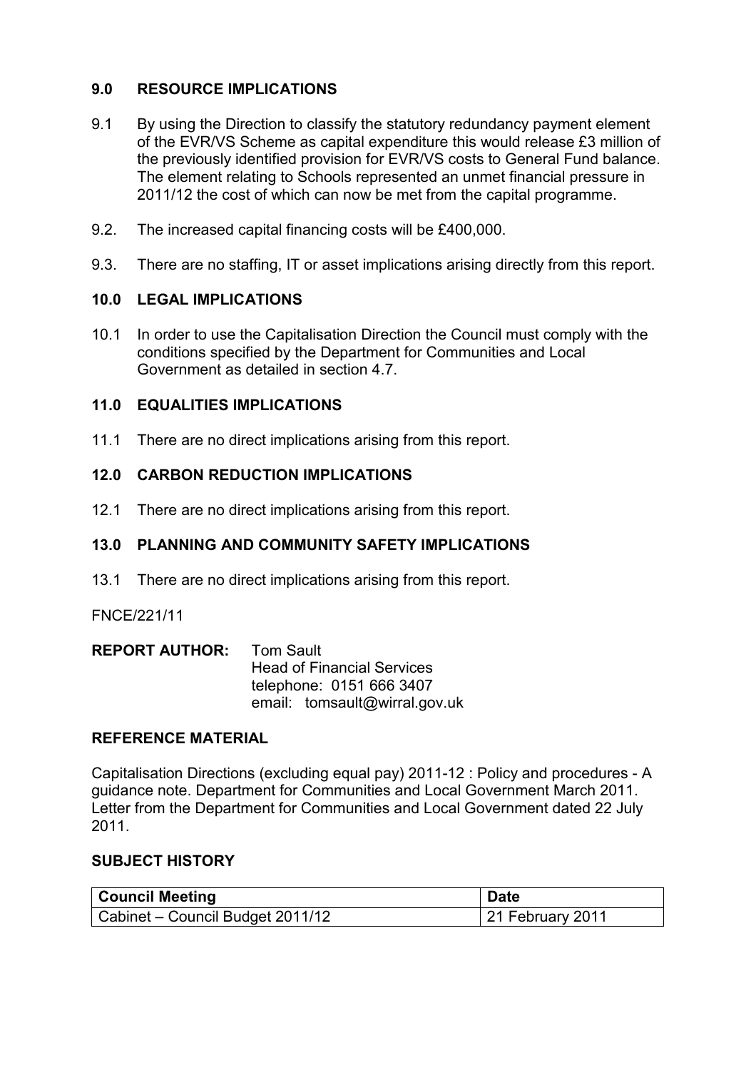## 9.0 RESOURCE IMPLICATIONS

9.1 By using the Direction to classify the statutory redundancy payment element of the EVR/VS Scheme as capital expenditure this would release £3 million of the previously identified provision for EVR/VS costs to General Fund balance. The element relating to Schools represented an unmet financial pressure in 2011/12 the cost of which can now be met from the capital programme.

9.2. The increased capital financing costs will be £400,000.

9.3. There are no staffing, IT or asset implications arising directly from this report.

## 10.0 LEGAL IMPLICATIONS

10.1 In order to use the Capitalisation Direction the Council must comply with the conditions specified by the Department for Communities and Local Government as detailed in section 4.7.

## 11.0 EQUALITIES IMPLICATIONS

11.1 There are no direct implications arising from this report.

## 12.0 CARBON REDUCTION IMPLICATIONS

12.1 There are no direct implications arising from this report.

## 13.0 PLANNING AND COMMUNITY SAFETY IMPLICATIONS

13.1 There are no direct implications arising from this report.

FNCE/221/11

**REPORT AUTHOR:** Tom Sault
Head of Financial Services
telephone: 0151 666 3407
email: tomsault@wirral.gov.uk

## REFERENCE MATERIAL

Capitalisation Directions (excluding equal pay) 2011-12 : Policy and procedures - A guidance note. Department for Communities and Local Government March 2011. Letter from the Department for Communities and Local Government dated 22 July 2011.

## SUBJECT HISTORY

| Council Meeting | Date |
|---|---|
| Cabinet – Council Budget 2011/12 | 21 February 2011 |